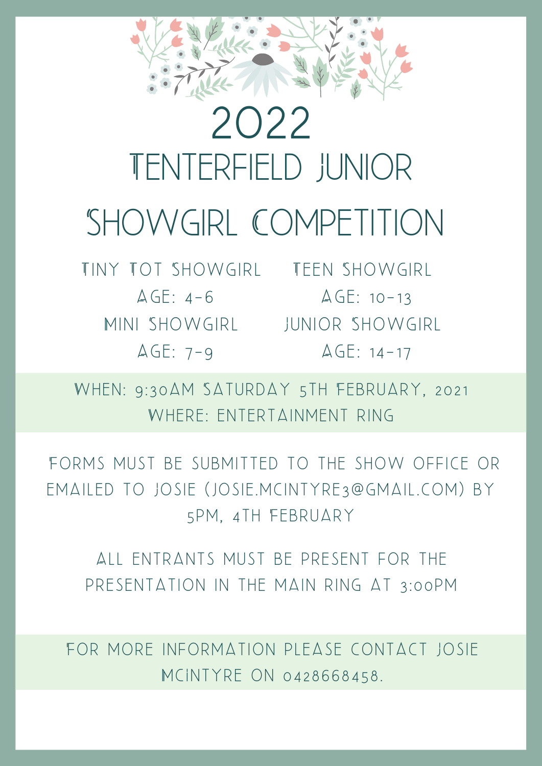# 2022 TENTERFIELD JUNIOR SHOWGIRL COMPETITION

TINY TOT SHOWGIRL
AGE: 4-6

MINI SHOWGIRL
AGE: 7-9

TEEN SHOWGIRL
AGE: 10-13

JUNIOR SHOWGIRL
AGE: 14-17

WHEN: 9:30AM SATURDAY 5TH FEBRUARY, 2021
WHERE: ENTERTAINMENT RING

FORMS MUST BE SUBMITTED TO THE SHOW OFFICE OR EMAILED TO JOSIE (JOSIE.MCINTYRE3@GMAIL.COM) BY 5PM, 4TH FEBRUARY

ALL ENTRANTS MUST BE PRESENT FOR THE PRESENTATION IN THE MAIN RING AT 3:00PM

FOR MORE INFORMATION PLEASE CONTACT JOSIE MCINTYRE ON 0428668458.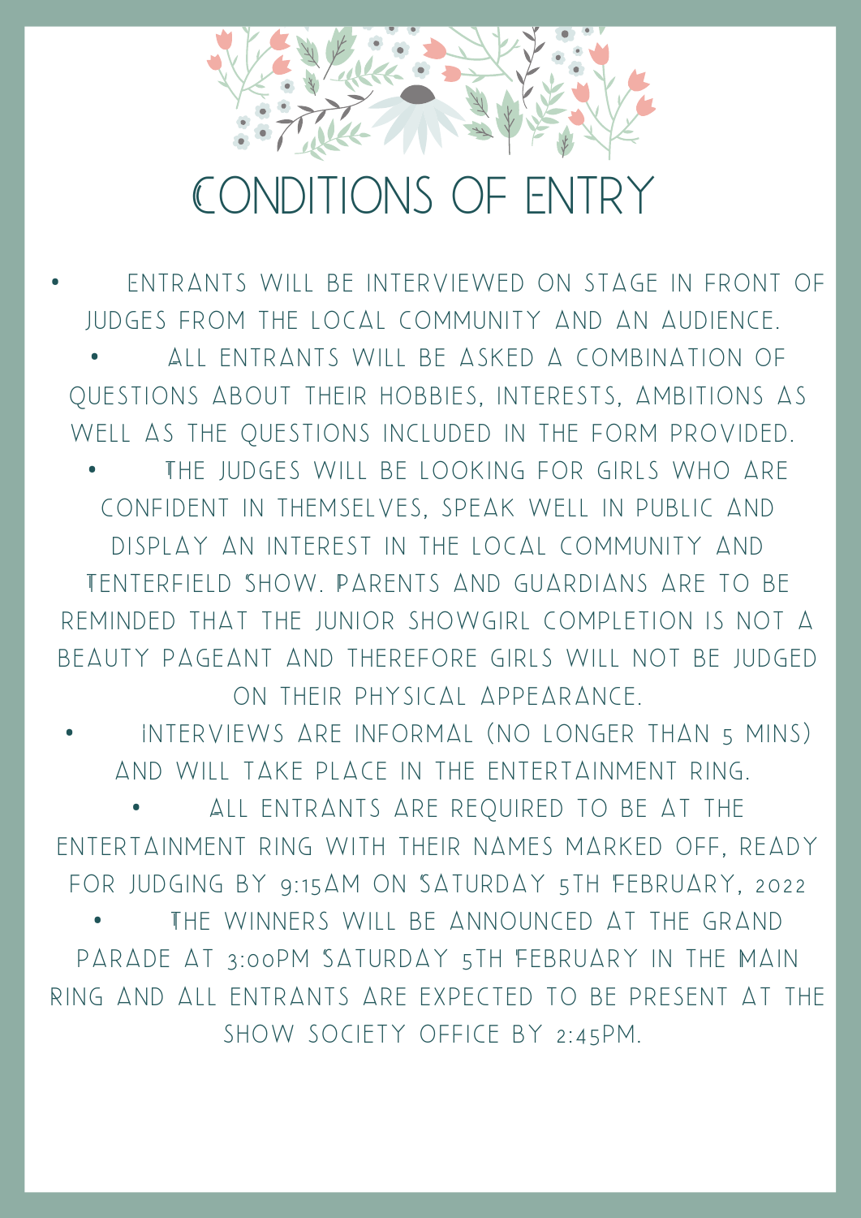# CONDITIONS OF ENTRY

- ENTRANTS WILL BE INTERVIEWED ON STAGE IN FRONT OF JUDGES FROM THE LOCAL COMMUNITY AND AN AUDIENCE.
- ALL ENTRANTS WILL BE ASKED A COMBINATION OF QUESTIONS ABOUT THEIR HOBBIES, INTERESTS, AMBITIONS AS WELL AS THE QUESTIONS INCLUDED IN THE FORM PROVIDED.
- THE JUDGES WILL BE LOOKING FOR GIRLS WHO ARE CONFIDENT IN THEMSELVES, SPEAK WELL IN PUBLIC AND DISPLAY AN INTEREST IN THE LOCAL COMMUNITY AND TENTERFIELD SHOW. PARENTS AND GUARDIANS ARE TO BE REMINDED THAT THE JUNIOR SHOWGIRL COMPLETION IS NOT A BEAUTY PAGEANT AND THEREFORE GIRLS WILL NOT BE JUDGED ON THEIR PHYSICAL APPEARANCE.
- INTERVIEWS ARE INFORMAL (NO LONGER THAN 5 MINS) AND WILL TAKE PLACE IN THE ENTERTAINMENT RING.
- ALL ENTRANTS ARE REQUIRED TO BE AT THE ENTERTAINMENT RING WITH THEIR NAMES MARKED OFF, READY FOR JUDGING BY 9:15AM ON SATURDAY 5TH FEBRUARY, 2022
- THE WINNERS WILL BE ANNOUNCED AT THE GRAND PARADE AT 3:00PM SATURDAY 5TH FEBRUARY IN THE MAIN RING AND ALL ENTRANTS ARE EXPECTED TO BE PRESENT AT THE SHOW SOCIETY OFFICE BY 2:45PM.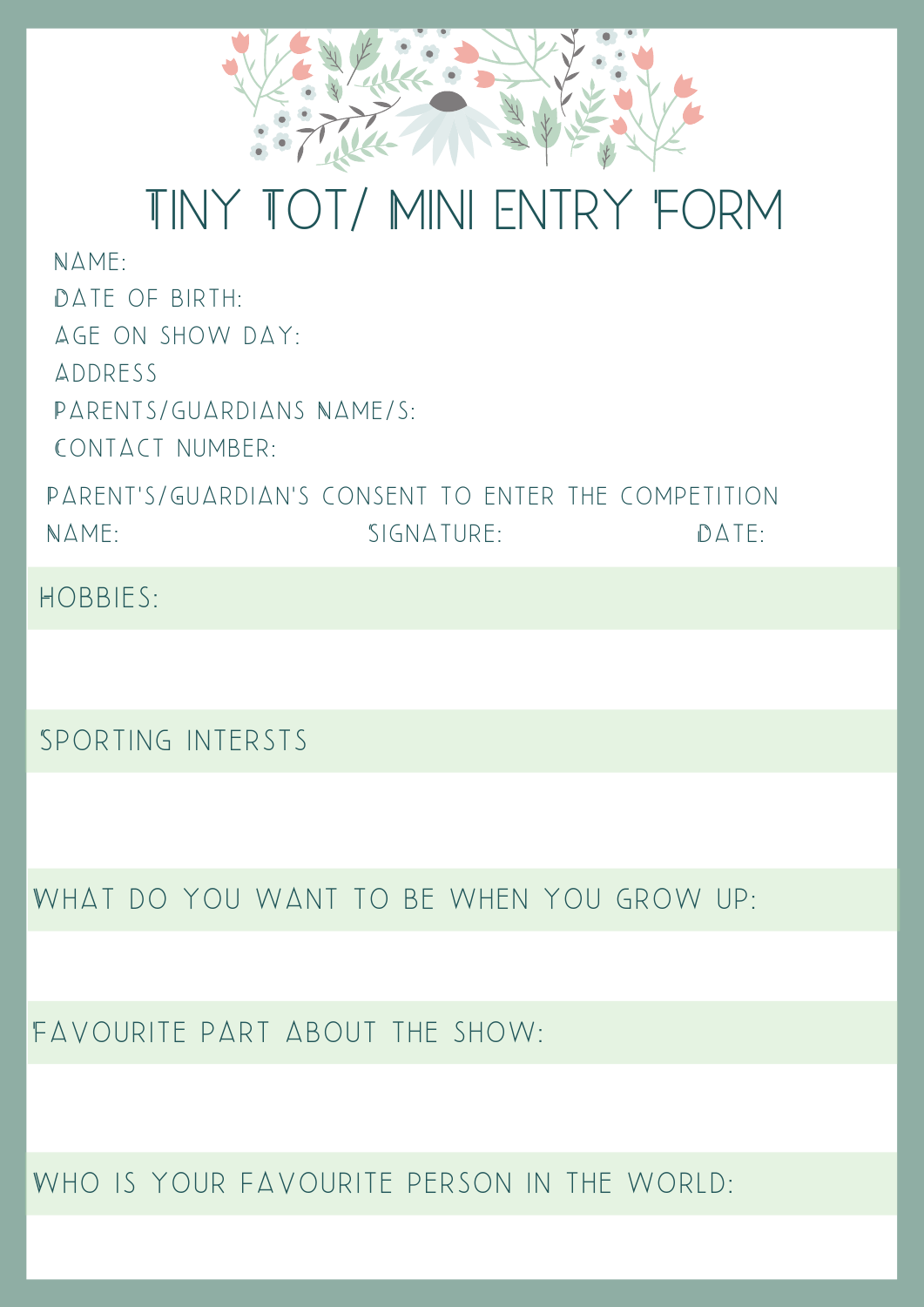# TINY TOT/ MINI ENTRY FORM

NAME:

DATE OF BIRTH:

AGE ON SHOW DAY:

ADDRESS

PARENTS/GUARDIANS NAME/S:

CONTACT NUMBER:

PARENT'S/GUARDIAN'S CONSENT TO ENTER THE COMPETITION

NAME: SIGNATURE: DATE:

HOBBIES:

SPORTING INTERSTS

WHAT DO YOU WANT TO BE WHEN YOU GROW UP:

FAVOURITE PART ABOUT THE SHOW:

WHO IS YOUR FAVOURITE PERSON IN THE WORLD: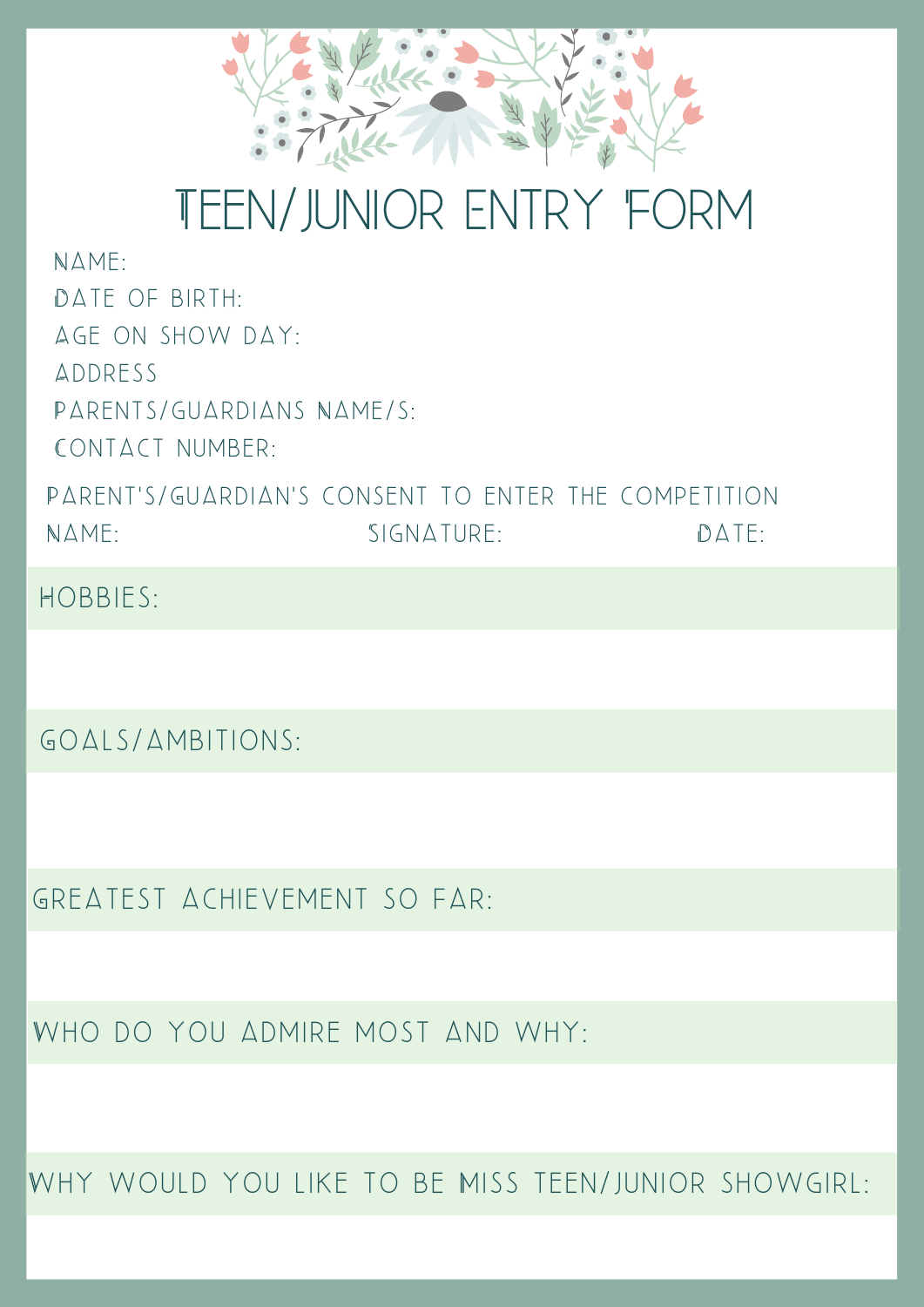# TEEN/JUNIOR ENTRY FORM

NAME:

DATE OF BIRTH:

AGE ON SHOW DAY:

ADDRESS

PARENTS/GUARDIANS NAME/S:

CONTACT NUMBER:

PARENT'S/GUARDIAN'S CONSENT TO ENTER THE COMPETITION

NAME: SIGNATURE: DATE:

HOBBIES:

GOALS/AMBITIONS:

GREATEST ACHIEVEMENT SO FAR:

WHO DO YOU ADMIRE MOST AND WHY:

WHY WOULD YOU LIKE TO BE MISS TEEN/JUNIOR SHOWGIRL: